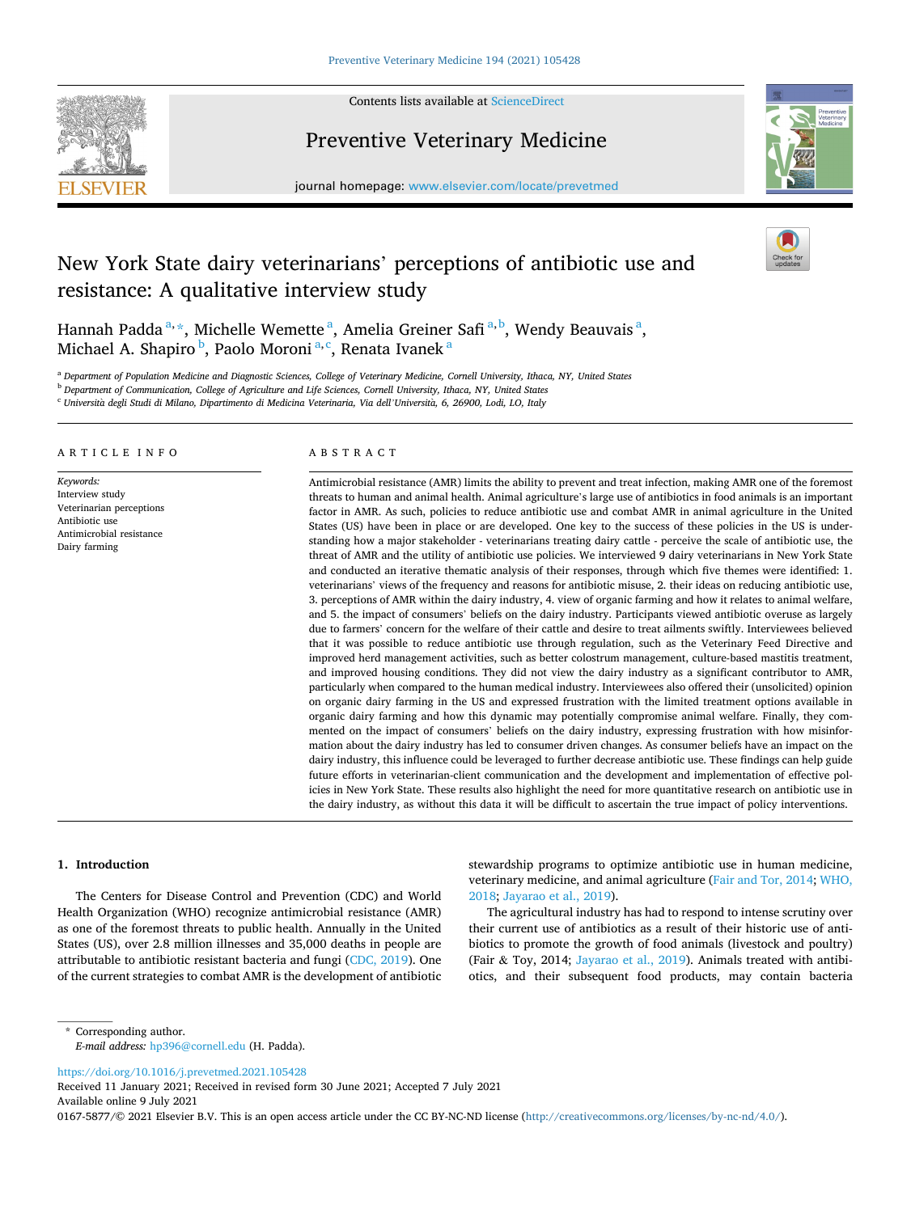# New York State dairy veterinarians' perceptions of antibiotic use and resistance: A qualitative interview study

Hannah Padda[a,*], Michelle Wemette[a], Amelia Greiner Safi[a,b], Wendy Beauvais[a], Michael A. Shapiro[b], Paolo Moroni[a,c], Renata Ivanek[a]

[a] Department of Population Medicine and Diagnostic Sciences, College of Veterinary Medicine, Cornell University, Ithaca, NY, United States
[b] Department of Communication, College of Agriculture and Life Sciences, Cornell University, Ithaca, NY, United States
[c] Università degli Studi di Milano, Dipartimento di Medicina Veterinaria, Via dell'Università, 6, 26900, Lodi, LO, Italy

## ARTICLE INFO

*Keywords:*
Interview study
Veterinarian perceptions
Antibiotic use
Antimicrobial resistance
Dairy farming

## ABSTRACT

Antimicrobial resistance (AMR) limits the ability to prevent and treat infection, making AMR one of the foremost threats to human and animal health. Animal agriculture's large use of antibiotics in food animals is an important factor in AMR. As such, policies to reduce antibiotic use and combat AMR in animal agriculture in the United States (US) have been in place or are developed. One key to the success of these policies in the US is understanding how a major stakeholder - veterinarians treating dairy cattle - perceive the scale of antibiotic use, the threat of AMR and the utility of antibiotic use policies. We interviewed 9 dairy veterinarians in New York State and conducted an iterative thematic analysis of their responses, through which five themes were identified: 1. veterinarians' views of the frequency and reasons for antibiotic misuse, 2. their ideas on reducing antibiotic use, 3. perceptions of AMR within the dairy industry, 4. view of organic farming and how it relates to animal welfare, and 5. the impact of consumers' beliefs on the dairy industry. Participants viewed antibiotic overuse as largely due to farmers' concern for the welfare of their cattle and desire to treat ailments swiftly. Interviewees believed that it was possible to reduce antibiotic use through regulation, such as the Veterinary Feed Directive and improved herd management activities, such as better colostrum management, culture-based mastitis treatment, and improved housing conditions. They did not view the dairy industry as a significant contributor to AMR, particularly when compared to the human medical industry. Interviewees also offered their (unsolicited) opinion on organic dairy farming in the US and expressed frustration with the limited treatment options available in organic dairy farming and how this dynamic may potentially compromise animal welfare. Finally, they commented on the impact of consumers' beliefs on the dairy industry, expressing frustration with how misinformation about the dairy industry has led to consumer driven changes. As consumer beliefs have an impact on the dairy industry, this influence could be leveraged to further decrease antibiotic use. These findings can help guide future efforts in veterinarian-client communication and the development and implementation of effective policies in New York State. These results also highlight the need for more quantitative research on antibiotic use in the dairy industry, as without this data it will be difficult to ascertain the true impact of policy interventions.

## 1. Introduction

The Centers for Disease Control and Prevention (CDC) and World Health Organization (WHO) recognize antimicrobial resistance (AMR) as one of the foremost threats to public health. Annually in the United States (US), over 2.8 million illnesses and 35,000 deaths in people are attributable to antibiotic resistant bacteria and fungi (CDC, 2019). One of the current strategies to combat AMR is the development of antibiotic stewardship programs to optimize antibiotic use in human medicine, veterinary medicine, and animal agriculture (Fair and Tor, 2014; WHO, 2018; Jayarao et al., 2019).

The agricultural industry has had to respond to intense scrutiny over their current use of antibiotics as a result of their historic use of antibiotics to promote the growth of food animals (livestock and poultry) (Fair & Toy, 2014; Jayarao et al., 2019). Animals treated with antibiotics, and their subsequent food products, may contain bacteria

* Corresponding author.
*E-mail address:* hp396@cornell.edu (H. Padda).

https://doi.org/10.1016/j.prevetmed.2021.105428
Received 11 January 2021; Received in revised form 30 June 2021; Accepted 7 July 2021
Available online 9 July 2021
0167-5877/© 2021 Elsevier B.V. This is an open access article under the CC BY-NC-ND license (http://creativecommons.org/licenses/by-nc-nd/4.0/).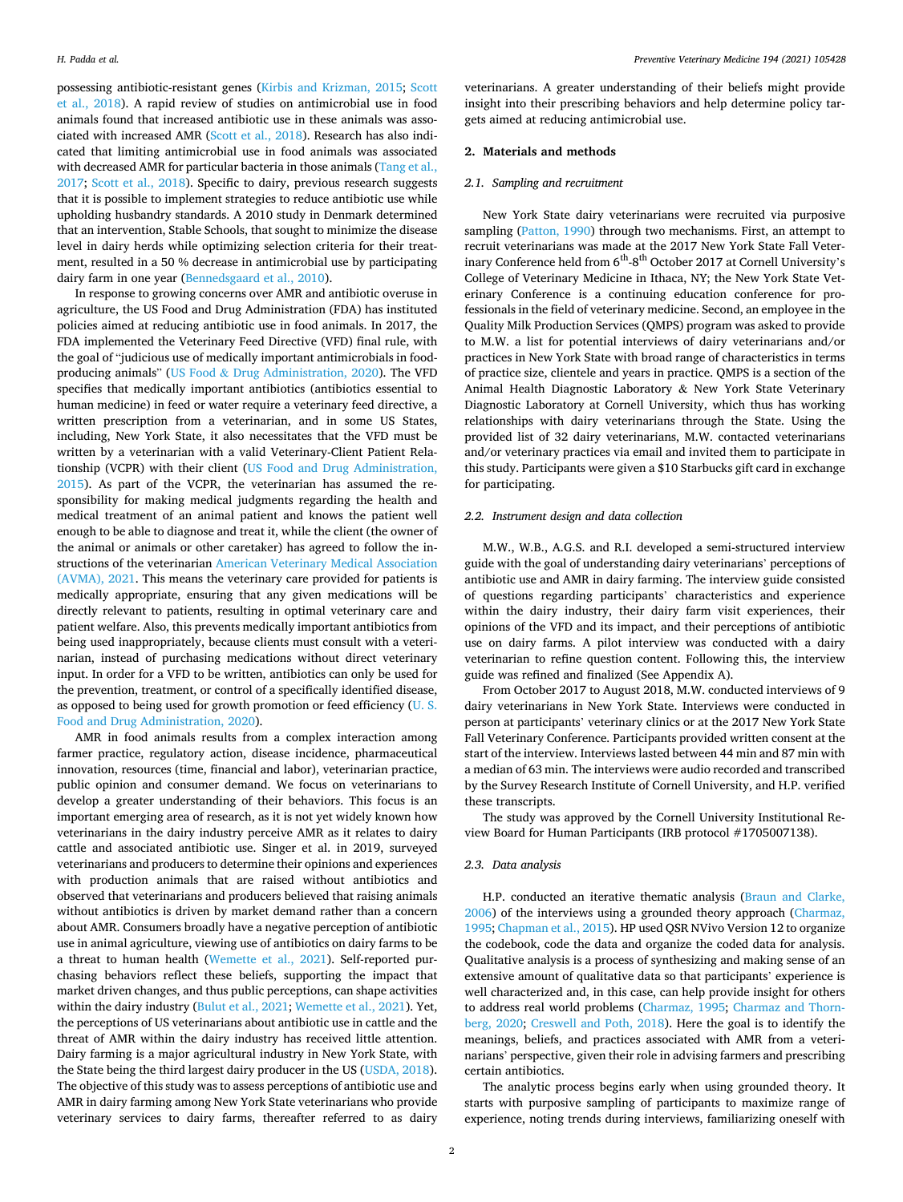possessing antibiotic-resistant genes (Kirbis and Krizman, 2015; Scott et al., 2018). A rapid review of studies on antimicrobial use in food animals found that increased antibiotic use in these animals was associated with increased AMR (Scott et al., 2018). Research has also indicated that limiting antimicrobial use in food animals was associated with decreased AMR for particular bacteria in those animals (Tang et al., 2017; Scott et al., 2018). Specific to dairy, previous research suggests that it is possible to implement strategies to reduce antibiotic use while upholding husbandry standards. A 2010 study in Denmark determined that an intervention, Stable Schools, that sought to minimize the disease level in dairy herds while optimizing selection criteria for their treatment, resulted in a 50 % decrease in antimicrobial use by participating dairy farm in one year (Bennedsgaard et al., 2010).

In response to growing concerns over AMR and antibiotic overuse in agriculture, the US Food and Drug Administration (FDA) has instituted policies aimed at reducing antibiotic use in food animals. In 2017, the FDA implemented the Veterinary Feed Directive (VFD) final rule, with the goal of "judicious use of medically important antimicrobials in food-producing animals" (US Food & Drug Administration, 2020). The VFD specifies that medically important antibiotics (antibiotics essential to human medicine) in feed or water require a veterinary feed directive, a written prescription from a veterinarian, and in some US States, including, New York State, it also necessitates that the VFD must be written by a veterinarian with a valid Veterinary-Client Patient Relationship (VCPR) with their client (US Food and Drug Administration, 2015). As part of the VCPR, the veterinarian has assumed the responsibility for making medical judgments regarding the health and medical treatment of an animal patient and knows the patient well enough to be able to diagnose and treat it, while the client (the owner of the animal or animals or other caretaker) has agreed to follow the instructions of the veterinarian American Veterinary Medical Association (AVMA), 2021. This means the veterinary care provided for patients is medically appropriate, ensuring that any given medications will be directly relevant to patients, resulting in optimal veterinary care and patient welfare. Also, this prevents medically important antibiotics from being used inappropriately, because clients must consult with a veterinarian, instead of purchasing medications without direct veterinary input. In order for a VFD to be written, antibiotics can only be used for the prevention, treatment, or control of a specifically identified disease, as opposed to being used for growth promotion or feed efficiency (U. S. Food and Drug Administration, 2020).

AMR in food animals results from a complex interaction among farmer practice, regulatory action, disease incidence, pharmaceutical innovation, resources (time, financial and labor), veterinarian practice, public opinion and consumer demand. We focus on veterinarians to develop a greater understanding of their behaviors. This focus is an important emerging area of research, as it is not yet widely known how veterinarians in the dairy industry perceive AMR as it relates to dairy cattle and associated antibiotic use. Singer et al. in 2019, surveyed veterinarians and producers to determine their opinions and experiences with production animals that are raised without antibiotics and observed that veterinarians and producers believed that raising animals without antibiotics is driven by market demand rather than a concern about AMR. Consumers broadly have a negative perception of antibiotic use in animal agriculture, viewing use of antibiotics on dairy farms to be a threat to human health (Wemette et al., 2021). Self-reported purchasing behaviors reflect these beliefs, supporting the impact that market driven changes, and thus public perceptions, can shape activities within the dairy industry (Bulut et al., 2021; Wemette et al., 2021). Yet, the perceptions of US veterinarians about antibiotic use in cattle and the threat of AMR within the dairy industry has received little attention. Dairy farming is a major agricultural industry in New York State, with the State being the third largest dairy producer in the US (USDA, 2018). The objective of this study was to assess perceptions of antibiotic use and AMR in dairy farming among New York State veterinarians who provide veterinary services to dairy farms, thereafter referred to as dairy veterinarians. A greater understanding of their beliefs might provide insight into their prescribing behaviors and help determine policy targets aimed at reducing antimicrobial use.

## 2. Materials and methods

### 2.1. Sampling and recruitment

New York State dairy veterinarians were recruited via purposive sampling (Patton, 1990) through two mechanisms. First, an attempt to recruit veterinarians was made at the 2017 New York State Fall Veterinary Conference held from 6th-8th October 2017 at Cornell University's College of Veterinary Medicine in Ithaca, NY; the New York State Veterinary Conference is a continuing education conference for professionals in the field of veterinary medicine. Second, an employee in the Quality Milk Production Services (QMPS) program was asked to provide to M.W. a list for potential interviews of dairy veterinarians and/or practices in New York State with broad range of characteristics in terms of practice size, clientele and years in practice. QMPS is a section of the Animal Health Diagnostic Laboratory & New York State Veterinary Diagnostic Laboratory at Cornell University, which thus has working relationships with dairy veterinarians through the State. Using the provided list of 32 dairy veterinarians, M.W. contacted veterinarians and/or veterinary practices via email and invited them to participate in this study. Participants were given a $10 Starbucks gift card in exchange for participating.

### 2.2. Instrument design and data collection

M.W., W.B., A.G.S. and R.I. developed a semi-structured interview guide with the goal of understanding dairy veterinarians' perceptions of antibiotic use and AMR in dairy farming. The interview guide consisted of questions regarding participants' characteristics and experience within the dairy industry, their dairy farm visit experiences, their opinions of the VFD and its impact, and their perceptions of antibiotic use on dairy farms. A pilot interview was conducted with a dairy veterinarian to refine question content. Following this, the interview guide was refined and finalized (See Appendix A).

From October 2017 to August 2018, M.W. conducted interviews of 9 dairy veterinarians in New York State. Interviews were conducted in person at participants' veterinary clinics or at the 2017 New York State Fall Veterinary Conference. Participants provided written consent at the start of the interview. Interviews lasted between 44 min and 87 min with a median of 63 min. The interviews were audio recorded and transcribed by the Survey Research Institute of Cornell University, and H.P. verified these transcripts.

The study was approved by the Cornell University Institutional Review Board for Human Participants (IRB protocol #1705007138).

### 2.3. Data analysis

H.P. conducted an iterative thematic analysis (Braun and Clarke, 2006) of the interviews using a grounded theory approach (Charmaz, 1995; Chapman et al., 2015). HP used QSR NVivo Version 12 to organize the codebook, code the data and organize the coded data for analysis. Qualitative analysis is a process of synthesizing and making sense of an extensive amount of qualitative data so that participants' experience is well characterized and, in this case, can help provide insight for others to address real world problems (Charmaz, 1995; Charmaz and Thornberg, 2020; Creswell and Poth, 2018). Here the goal is to identify the meanings, beliefs, and practices associated with AMR from a veterinarians' perspective, given their role in advising farmers and prescribing certain antibiotics.

The analytic process begins early when using grounded theory. It starts with purposive sampling of participants to maximize range of experience, noting trends during interviews, familiarizing oneself with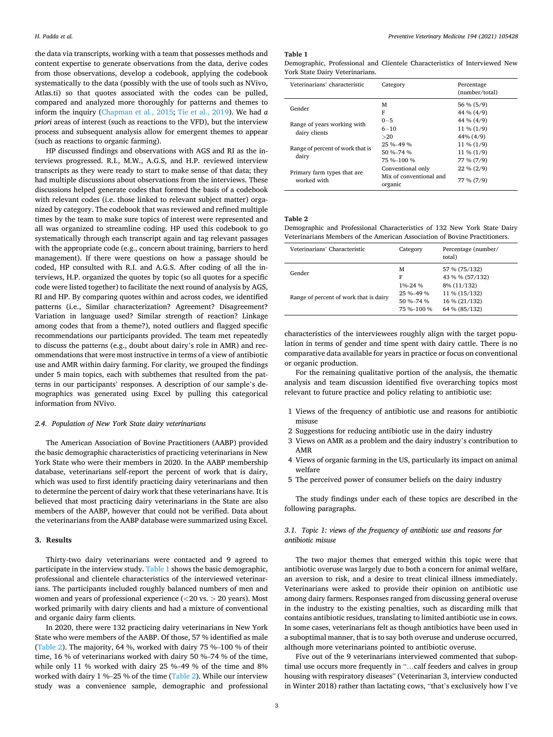the data via transcripts, working with a team that possesses methods and content expertise to generate observations from the data, derive codes from those observations, develop a codebook, applying the codebook systematically to the data (possibly with the use of tools such as NVivo, Atlas.ti) so that quotes associated with the codes can be pulled, compared and analyzed more thoroughly for patterns and themes to inform the inquiry (Chapman et al., 2015; Tie et al., 2019). We had *a priori* areas of interest (such as reactions to the VFD), but the interview process and subsequent analysis allow for emergent themes to appear (such as reactions to organic farming).

HP discussed findings and observations with AGS and RI as the interviews progressed. R.I., M.W., A.G.S, and H.P. reviewed interview transcripts as they were ready to start to make sense of that data; they had multiple discussions about observations from the interviews. These discussions helped generate codes that formed the basis of a codebook with relevant codes (i.e. those linked to relevant subject matter) organized by category. The codebook that was reviewed and refined multiple times by the team to make sure topics of interest were represented and all was organized to streamline coding. HP used this codebook to go systematically through each transcript again and tag relevant passages with the appropriate code (e.g., concern about training, barriers to herd management). If there were questions on how a passage should be coded, HP consulted with R.I. and A.G.S. After coding of all the interviews, H.P. organized the quotes by topic (so all quotes for a specific code were listed together) to facilitate the next round of analysis by AGS, RI and HP. By comparing quotes within and across codes, we identified patterns (i.e., Similar characterization? Agreement? Disagreement? Variation in language used? Similar strength of reaction? Linkage among codes that from a theme?), noted outliers and flagged specific recommendations our participants provided. The team met repeatedly to discuss the patterns (e.g., doubt about dairy's role in AMR) and recommendations that were most instructive in terms of a view of antibiotic use and AMR within dairy farming. For clarity, we grouped the findings under 5 main topics, each with subthemes that resulted from the patterns in our participants' responses. A description of our sample's demographics was generated using Excel by pulling this categorical information from NVivo.

### 2.4. Population of New York State dairy veterinarians

The American Association of Bovine Practitioners (AABP) provided the basic demographic characteristics of practicing veterinarians in New York State who were their members in 2020. In the AABP membership database, veterinarians self-report the percent of work that is dairy, which was used to first identify practicing dairy veterinarians and then to determine the percent of dairy work that these veterinarians have. It is believed that most practicing dairy veterinarians in the State are also members of the AABP, however that could not be verified. Data about the veterinarians from the AABP database were summarized using Excel.

## 3. Results

Thirty-two dairy veterinarians were contacted and 9 agreed to participate in the interview study. Table 1 shows the basic demographic, professional and clientele characteristics of the interviewed veterinarians. The participants included roughly balanced numbers of men and women and years of professional experience (<20 vs. > 20 years). Most worked primarily with dairy clients and had a mixture of conventional and organic dairy farm clients.

In 2020, there were 132 practicing dairy veterinarians in New York State who were members of the AABP. Of those, 57 % identified as male (Table 2). The majority, 64 %, worked with dairy 75 %–100 % of their time, 16 % of veterinarians worked with dairy 50 %–74 % of the time, while only 11 % worked with dairy 25 %–49 % of the time and 8% worked with dairy 1 %–25 % of the time (Table 2). While our interview study was a convenience sample, demographic and professional characteristics of the interviewees roughly align with the target population in terms of gender and time spent with dairy cattle. There is no comparative data available for years in practice or focus on conventional or organic production.

**Table 1**
Demographic, Professional and Clientele Characteristics of Interviewed New York State Dairy Veterinarians.

| Veterinarians' characteristic | Category | Percentage (number/total) |
|---|---|---|
| Gender | M | 56 % (5/9) |
| | F | 44 % (4/9) |
| Range of years working with dairy clients | 0–5 | 44 % (4/9) |
| | 6–10 | 11 % (1/9) |
| | >20 | 44% (4/9) |
| Range of percent of work that is dairy | 25 %–49 % | 11 % (1/9) |
| | 50 %–74 % | 11 % (1/9) |
| | 75 %–100 % | 77 % (7/9) |
| Primary farm types that are worked with | Conventional only | 22 % (2/9) |
| | Mix of conventional and organic | 77 % (7/9) |

**Table 2**
Demographic and Professional Characteristics of 132 New York State Dairy Veterinarians Members of the American Association of Bovine Practitioners.

| Veterinarians' Characteristic | Category | Percentage (number/total) |
|---|---|---|
| Gender | M | 57 % (75/132) |
| | F | 43 % % (57/132) |
| Range of percent of work that is dairy | 1%-24 % | 8% (11/132) |
| | 25 %–49 % | 11 % (15/132) |
| | 50 %–74 % | 16 % (21/132) |
| | 75 %–100 % | 64 % (85/132) |

For the remaining qualitative portion of the analysis, the thematic analysis and team discussion identified five overarching topics most relevant to future practice and policy relating to antibiotic use:

1 Views of the frequency of antibiotic use and reasons for antibiotic misuse
2 Suggestions for reducing antibiotic use in the dairy industry
3 Views on AMR as a problem and the dairy industry's contribution to AMR
4 Views of organic farming in the US, particularly its impact on animal welfare
5 The perceived power of consumer beliefs on the dairy industry

The study findings under each of these topics are described in the following paragraphs.

### 3.1. Topic 1: views of the frequency of antibiotic use and reasons for antibiotic misuse

The two major themes that emerged within this topic were that antibiotic overuse was largely due to both a concern for animal welfare, an aversion to risk, and a desire to treat clinical illness immediately. Veterinarians were asked to provide their opinion on antibiotic use among dairy farmers. Responses ranged from discussing general overuse in the industry to the existing penalties, such as discarding milk that contains antibiotic residues, translating to limited antibiotic use in cows. In some cases, veterinarians felt as though antibiotics have been used in a suboptimal manner, that is to say both overuse and underuse occurred, although more veterinarians pointed to antibiotic overuse.

Five out of the 9 veterinarians interviewed commented that suboptimal use occurs more frequently in "…calf feeders and calves in group housing with respiratory diseases" (Veterinarian 3, interview conducted in Winter 2018) rather than lactating cows, "that's exclusively how I've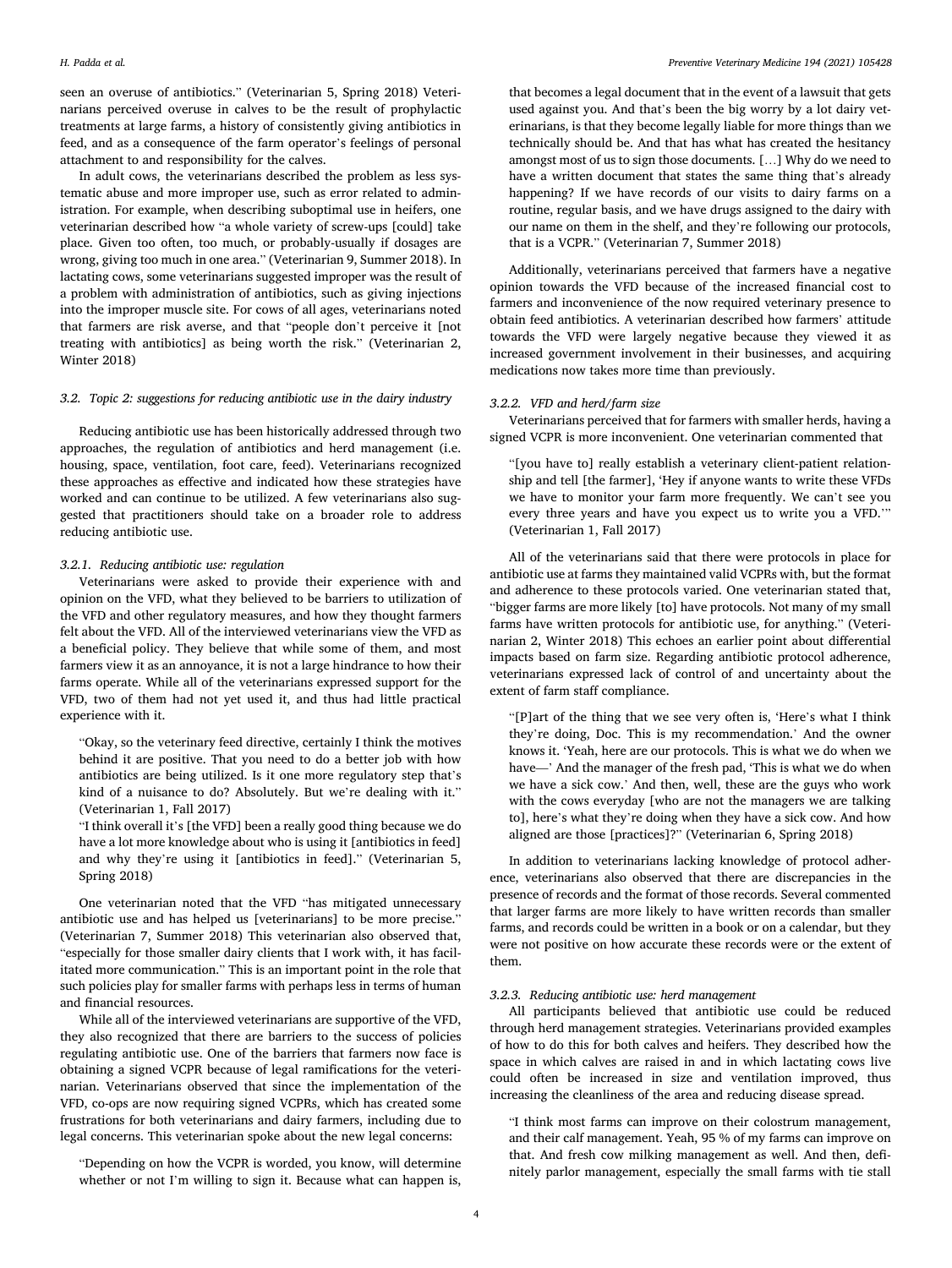seen an overuse of antibiotics." (Veterinarian 5, Spring 2018) Veterinarians perceived overuse in calves to be the result of prophylactic treatments at large farms, a history of consistently giving antibiotics in feed, and as a consequence of the farm operator's feelings of personal attachment to and responsibility for the calves.

In adult cows, the veterinarians described the problem as less systematic abuse and more improper use, such as error related to administration. For example, when describing suboptimal use in heifers, one veterinarian described how "a whole variety of screw-ups [could] take place. Given too often, too much, or probably-usually if dosages are wrong, giving too much in one area." (Veterinarian 9, Summer 2018). In lactating cows, some veterinarians suggested improper was the result of a problem with administration of antibiotics, such as giving injections into the improper muscle site. For cows of all ages, veterinarians noted that farmers are risk averse, and that "people don't perceive it [not treating with antibiotics] as being worth the risk." (Veterinarian 2, Winter 2018)

### 3.2. Topic 2: suggestions for reducing antibiotic use in the dairy industry

Reducing antibiotic use has been historically addressed through two approaches, the regulation of antibiotics and herd management (i.e. housing, space, ventilation, foot care, feed). Veterinarians recognized these approaches as effective and indicated how these strategies have worked and can continue to be utilized. A few veterinarians also suggested that practitioners should take on a broader role to address reducing antibiotic use.

#### 3.2.1. Reducing antibiotic use: regulation

Veterinarians were asked to provide their experience with and opinion on the VFD, what they believed to be barriers to utilization of the VFD and other regulatory measures, and how they thought farmers felt about the VFD. All of the interviewed veterinarians view the VFD as a beneficial policy. They believe that while some of them, and most farmers view it as an annoyance, it is not a large hindrance to how their farms operate. While all of the veterinarians expressed support for the VFD, two of them had not yet used it, and thus had little practical experience with it.

> "Okay, so the veterinary feed directive, certainly I think the motives behind it are positive. That you need to do a better job with how antibiotics are being utilized. Is it one more regulatory step that's kind of a nuisance to do? Absolutely. But we're dealing with it." (Veterinarian 1, Fall 2017)
>
> "I think overall it's [the VFD] been a really good thing because we do have a lot more knowledge about who is using it [antibiotics in feed] and why they're using it [antibiotics in feed]." (Veterinarian 5, Spring 2018)

One veterinarian noted that the VFD "has mitigated unnecessary antibiotic use and has helped us [veterinarians] to be more precise." (Veterinarian 7, Summer 2018) This veterinarian also observed that, "especially for those smaller dairy clients that I work with, it has facilitated more communication." This is an important point in the role that such policies play for smaller farms with perhaps less in terms of human and financial resources.

While all of the interviewed veterinarians are supportive of the VFD, they also recognized that there are barriers to the success of policies regulating antibiotic use. One of the barriers that farmers now face is obtaining a signed VCPR because of legal ramifications for the veterinarian. Veterinarians observed that since the implementation of the VFD, co-ops are now requiring signed VCPRs, which has created some frustrations for both veterinarians and dairy farmers, including due to legal concerns. This veterinarian spoke about the new legal concerns:

> "Depending on how the VCPR is worded, you know, will determine whether or not I'm willing to sign it. Because what can happen is, that becomes a legal document that in the event of a lawsuit that gets used against you. And that's been the big worry by a lot dairy veterinarians, is that they become legally liable for more things than we technically should be. And that has what has created the hesitancy amongst most of us to sign those documents. [...] Why do we need to have a written document that states the same thing that's already happening? If we have records of our visits to dairy farms on a routine, regular basis, and we have drugs assigned to the dairy with our name on them in the shelf, and they're following our protocols, that is a VCPR." (Veterinarian 7, Summer 2018)

Additionally, veterinarians perceived that farmers have a negative opinion towards the VFD because of the increased financial cost to farmers and inconvenience of the now required veterinary presence to obtain feed antibiotics. A veterinarian described how farmers' attitude towards the VFD were largely negative because they viewed it as increased government involvement in their businesses, and acquiring medications now takes more time than previously.

#### 3.2.2. VFD and herd/farm size

Veterinarians perceived that for farmers with smaller herds, having a signed VCPR is more inconvenient. One veterinarian commented that

> "[you have to] really establish a veterinary client-patient relationship and tell [the farmer], 'Hey if anyone wants to write these VFDs we have to monitor your farm more frequently. We can't see you every three years and have you expect us to write you a VFD.'" (Veterinarian 1, Fall 2017)

All of the veterinarians said that there were protocols in place for antibiotic use at farms they maintained valid VCPRs with, but the format and adherence to these protocols varied. One veterinarian stated that, "bigger farms are more likely [to] have protocols. Not many of my small farms have written protocols for antibiotic use, for anything." (Veterinarian 2, Winter 2018) This echoes an earlier point about differential impacts based on farm size. Regarding antibiotic protocol adherence, veterinarians expressed lack of control of and uncertainty about the extent of farm staff compliance.

> "[P]art of the thing that we see very often is, 'Here's what I think they're doing, Doc. This is my recommendation.' And the owner knows it. 'Yeah, here are our protocols. This is what we do when we have—' And the manager of the fresh pad, 'This is what we do when we have a sick cow.' And then, well, these are the guys who work with the cows everyday [who are not the managers we are talking to], here's what they're doing when they have a sick cow. And how aligned are those [practices]?" (Veterinarian 6, Spring 2018)

In addition to veterinarians lacking knowledge of protocol adherence, veterinarians also observed that there are discrepancies in the presence of records and the format of those records. Several commented that larger farms are more likely to have written records than smaller farms, and records could be written in a book or on a calendar, but they were not positive on how accurate these records were or the extent of them.

#### 3.2.3. Reducing antibiotic use: herd management

All participants believed that antibiotic use could be reduced through herd management strategies. Veterinarians provided examples of how to do this for both calves and heifers. They described how the space in which calves are raised in and in which lactating cows live could often be increased in size and ventilation improved, thus increasing the cleanliness of the area and reducing disease spread.

> "I think most farms can improve on their colostrum management, and their calf management. Yeah, 95 % of my farms can improve on that. And fresh cow milking management as well. And then, definitely parlor management, especially the small farms with tie stall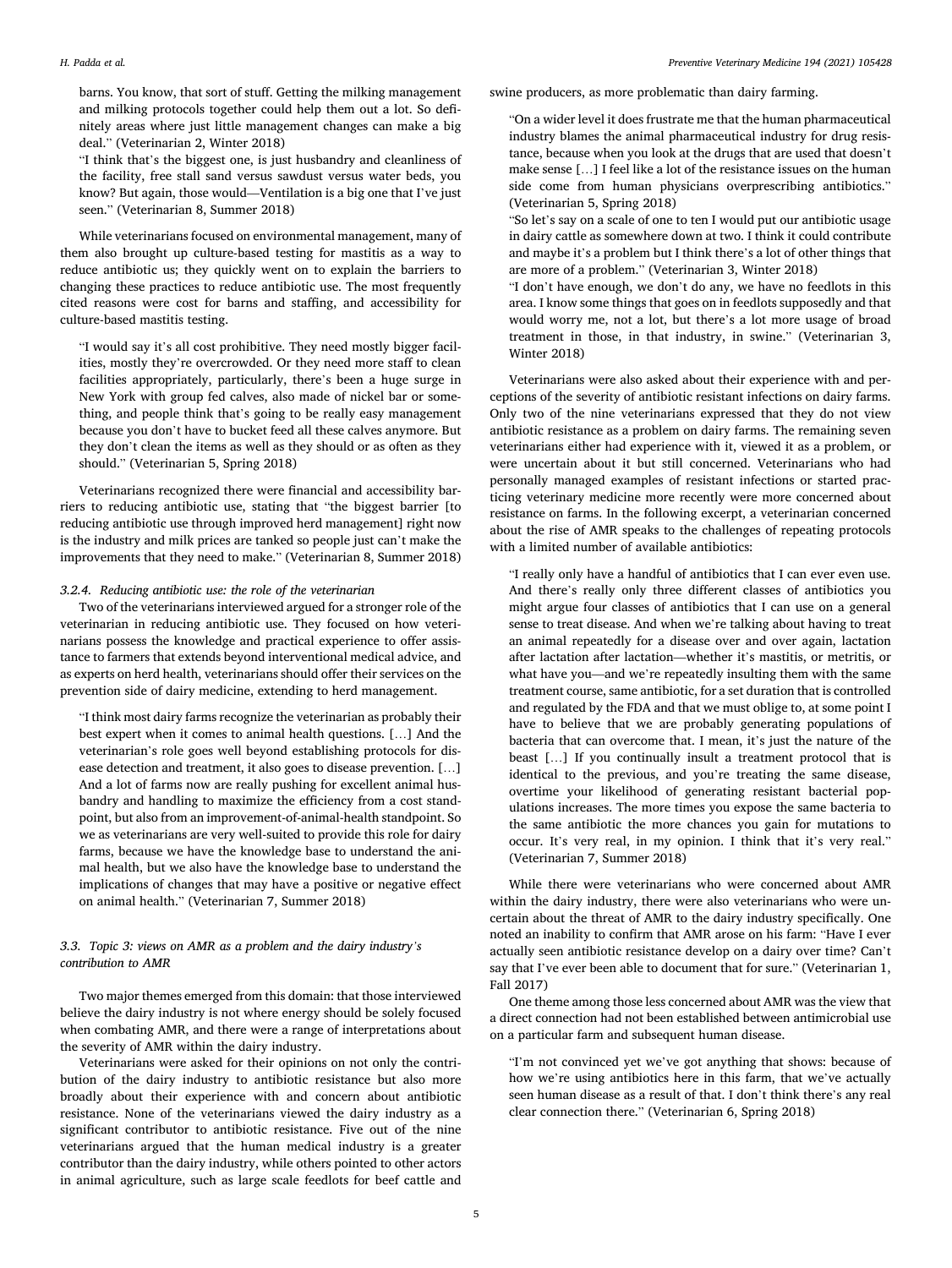barns. You know, that sort of stuff. Getting the milking management and milking protocols together could help them out a lot. So definitely areas where just little management changes can make a big deal." (Veterinarian 2, Winter 2018)

"I think that's the biggest one, is just husbandry and cleanliness of the facility, free stall sand versus sawdust versus water beds, you know? But again, those would—Ventilation is a big one that I've just seen." (Veterinarian 8, Summer 2018)

While veterinarians focused on environmental management, many of them also brought up culture-based testing for mastitis as a way to reduce antibiotic us; they quickly went on to explain the barriers to changing these practices to reduce antibiotic use. The most frequently cited reasons were cost for barns and staffing, and accessibility for culture-based mastitis testing.

"I would say it's all cost prohibitive. They need mostly bigger facilities, mostly they're overcrowded. Or they need more staff to clean facilities appropriately, particularly, there's been a huge surge in New York with group fed calves, also made of nickel bar or something, and people think that's going to be really easy management because you don't have to bucket feed all these calves anymore. But they don't clean the items as well as they should or as often as they should." (Veterinarian 5, Spring 2018)

Veterinarians recognized there were financial and accessibility barriers to reducing antibiotic use, stating that "the biggest barrier [to reducing antibiotic use through improved herd management] right now is the industry and milk prices are tanked so people just can't make the improvements that they need to make." (Veterinarian 8, Summer 2018)

#### 3.2.4. Reducing antibiotic use: the role of the veterinarian

Two of the veterinarians interviewed argued for a stronger role of the veterinarian in reducing antibiotic use. They focused on how veterinarians possess the knowledge and practical experience to offer assistance to farmers that extends beyond interventional medical advice, and as experts on herd health, veterinarians should offer their services on the prevention side of dairy medicine, extending to herd management.

"I think most dairy farms recognize the veterinarian as probably their best expert when it comes to animal health questions. [...] And the veterinarian's role goes well beyond establishing protocols for disease detection and treatment, it also goes to disease prevention. [...] And a lot of farms now are really pushing for excellent animal husbandry and handling to maximize the efficiency from a cost standpoint, but also from an improvement-of-animal-health standpoint. So we as veterinarians are very well-suited to provide this role for dairy farms, because we have the knowledge base to understand the animal health, but we also have the knowledge base to understand the implications of changes that may have a positive or negative effect on animal health." (Veterinarian 7, Summer 2018)

### 3.3. Topic 3: views on AMR as a problem and the dairy industry's contribution to AMR

Two major themes emerged from this domain: that those interviewed believe the dairy industry is not where energy should be solely focused when combating AMR, and there were a range of interpretations about the severity of AMR within the dairy industry.

Veterinarians were asked for their opinions on not only the contribution of the dairy industry to antibiotic resistance but also more broadly about their experience with and concern about antibiotic resistance. None of the veterinarians viewed the dairy industry as a significant contributor to antibiotic resistance. Five out of the nine veterinarians argued that the human medical industry is a greater contributor than the dairy industry, while others pointed to other actors in animal agriculture, such as large scale feedlots for beef cattle and swine producers, as more problematic than dairy farming.

"On a wider level it does frustrate me that the human pharmaceutical industry blames the animal pharmaceutical industry for drug resistance, because when you look at the drugs that are used that doesn't make sense [...] I feel like a lot of the resistance issues on the human side come from human physicians overprescribing antibiotics." (Veterinarian 5, Spring 2018)

"So let's say on a scale of one to ten I would put our antibiotic usage in dairy cattle as somewhere down at two. I think it could contribute and maybe it's a problem but I think there's a lot of other things that are more of a problem." (Veterinarian 3, Winter 2018)

"I don't have enough, we don't do any, we have no feedlots in this area. I know some things that goes on in feedlots supposedly and that would worry me, not a lot, but there's a lot more usage of broad treatment in those, in that industry, in swine." (Veterinarian 3, Winter 2018)

Veterinarians were also asked about their experience with and perceptions of the severity of antibiotic resistant infections on dairy farms. Only two of the nine veterinarians expressed that they do not view antibiotic resistance as a problem on dairy farms. The remaining seven veterinarians either had experience with it, viewed it as a problem, or were uncertain about it but still concerned. Veterinarians who had personally managed examples of resistant infections or started practicing veterinary medicine more recently were more concerned about resistance on farms. In the following excerpt, a veterinarian concerned about the rise of AMR speaks to the challenges of repeating protocols with a limited number of available antibiotics:

"I really only have a handful of antibiotics that I can ever even use. And there's really only three different classes of antibiotics you might argue four classes of antibiotics that I can use on a general sense to treat disease. And when we're talking about having to treat an animal repeatedly for a disease over and over again, lactation after lactation after lactation—whether it's mastitis, or metritis, or what have you—and we're repeatedly insulting them with the same treatment course, same antibiotic, for a set duration that is controlled and regulated by the FDA and that we must oblige to, at some point I have to believe that we are probably generating populations of bacteria that can overcome that. I mean, it's just the nature of the beast [...] If you continually insult a treatment protocol that is identical to the previous, and you're treating the same disease, overtime your likelihood of generating resistant bacterial populations increases. The more times you expose the same bacteria to the same antibiotic the more chances you gain for mutations to occur. It's very real, in my opinion. I think that it's very real." (Veterinarian 7, Summer 2018)

While there were veterinarians who were concerned about AMR within the dairy industry, there were also veterinarians who were uncertain about the threat of AMR to the dairy industry specifically. One noted an inability to confirm that AMR arose on his farm: "Have I ever actually seen antibiotic resistance develop on a dairy over time? Can't say that I've ever been able to document that for sure." (Veterinarian 1, Fall 2017)

One theme among those less concerned about AMR was the view that a direct connection had not been established between antimicrobial use on a particular farm and subsequent human disease.

"I'm not convinced yet we've got anything that shows: because of how we're using antibiotics here in this farm, that we've actually seen human disease as a result of that. I don't think there's any real clear connection there." (Veterinarian 6, Spring 2018)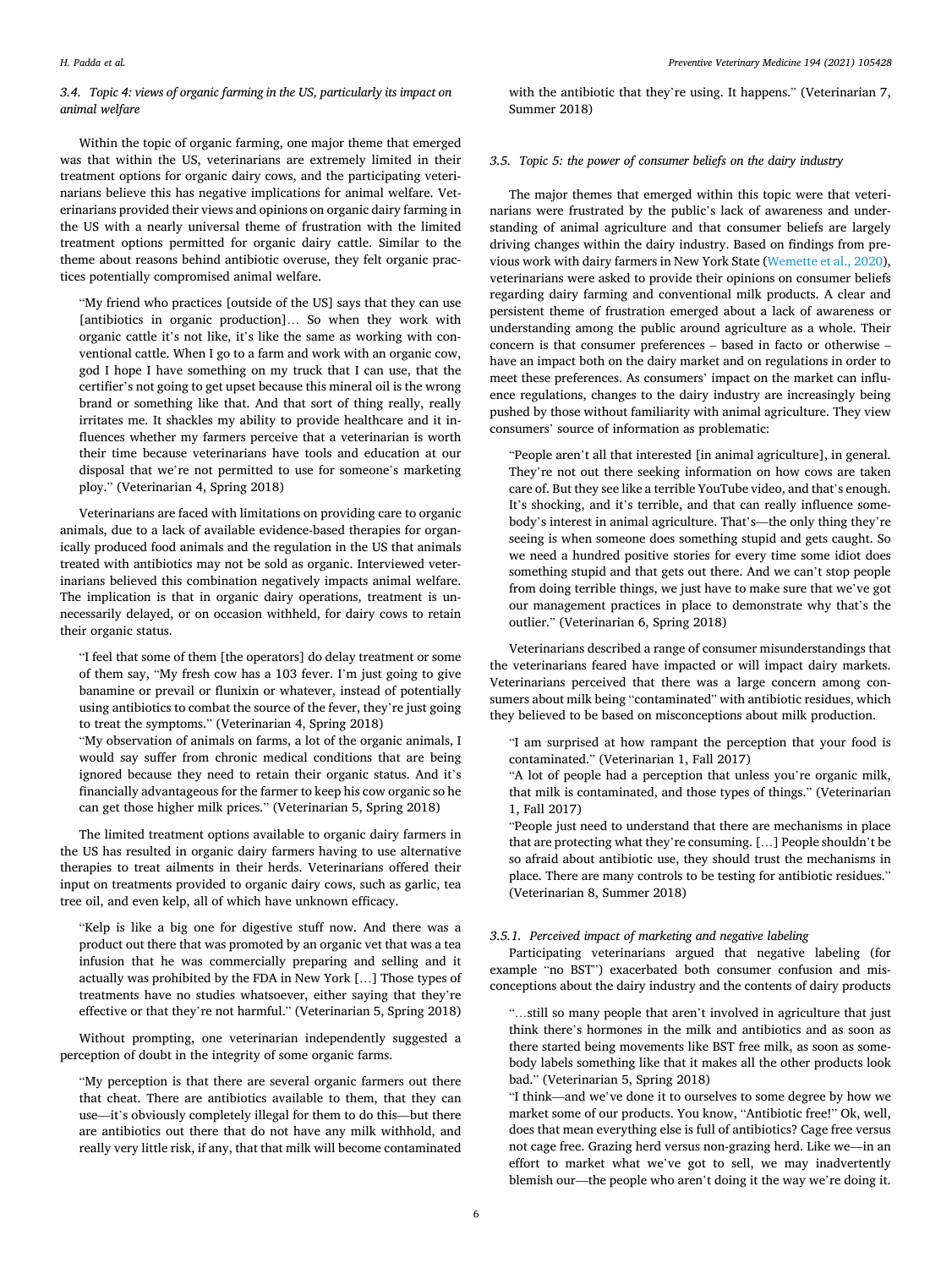### 3.4. Topic 4: views of organic farming in the US, particularly its impact on animal welfare

Within the topic of organic farming, one major theme that emerged was that within the US, veterinarians are extremely limited in their treatment options for organic dairy cows, and the participating veterinarians believe this has negative implications for animal welfare. Veterinarians provided their views and opinions on organic dairy farming in the US with a nearly universal theme of frustration with the limited treatment options permitted for organic dairy cattle. Similar to the theme about reasons behind antibiotic overuse, they felt organic practices potentially compromised animal welfare.

> "My friend who practices [outside of the US] says that they can use [antibiotics in organic production]… So when they work with organic cattle it's not like, it's like the same as working with conventional cattle. When I go to a farm and work with an organic cow, god I hope I have something on my truck that I can use, that the certifier's not going to get upset because this mineral oil is the wrong brand or something like that. And that sort of thing really, really irritates me. It shackles my ability to provide healthcare and it influences whether my farmers perceive that a veterinarian is worth their time because veterinarians have tools and education at our disposal that we're not permitted to use for someone's marketing ploy." (Veterinarian 4, Spring 2018)

Veterinarians are faced with limitations on providing care to organic animals, due to a lack of available evidence-based therapies for organically produced food animals and the regulation in the US that animals treated with antibiotics may not be sold as organic. Interviewed veterinarians believed this combination negatively impacts animal welfare. The implication is that in organic dairy operations, treatment is unnecessarily delayed, or on occasion withheld, for dairy cows to retain their organic status.

> "I feel that some of them [the operators] do delay treatment or some of them say, "My fresh cow has a 103 fever. I'm just going to give banamine or prevail or flunixin or whatever, instead of potentially using antibiotics to combat the source of the fever, they're just going to treat the symptoms." (Veterinarian 4, Spring 2018)
>
> "My observation of animals on farms, a lot of the organic animals, I would say suffer from chronic medical conditions that are being ignored because they need to retain their organic status. And it's financially advantageous for the farmer to keep his cow organic so he can get those higher milk prices." (Veterinarian 5, Spring 2018)

The limited treatment options available to organic dairy farmers in the US has resulted in organic dairy farmers having to use alternative therapies to treat ailments in their herds. Veterinarians offered their input on treatments provided to organic dairy cows, such as garlic, tea tree oil, and even kelp, all of which have unknown efficacy.

> "Kelp is like a big one for digestive stuff now. And there was a product out there that was promoted by an organic vet that was a tea infusion that he was commercially preparing and selling and it actually was prohibited by the FDA in New York […] Those types of treatments have no studies whatsoever, either saying that they're effective or that they're not harmful." (Veterinarian 5, Spring 2018)

Without prompting, one veterinarian independently suggested a perception of doubt in the integrity of some organic farms.

> "My perception is that there are several organic farmers out there that cheat. There are antibiotics available to them, that they can use—it's obviously completely illegal for them to do this—but there are antibiotics out there that do not have any milk withhold, and really very little risk, if any, that that milk will become contaminated with the antibiotic that they're using. It happens." (Veterinarian 7, Summer 2018)

### 3.5. Topic 5: the power of consumer beliefs on the dairy industry

The major themes that emerged within this topic were that veterinarians were frustrated by the public's lack of awareness and understanding of animal agriculture and that consumer beliefs are largely driving changes within the dairy industry. Based on findings from previous work with dairy farmers in New York State (Wemette et al., 2020), veterinarians were asked to provide their opinions on consumer beliefs regarding dairy farming and conventional milk products. A clear and persistent theme of frustration emerged about a lack of awareness or understanding among the public around agriculture as a whole. Their concern is that consumer preferences – based in facto or otherwise – have an impact both on the dairy market and on regulations in order to meet these preferences. As consumers' impact on the market can influence regulations, changes to the dairy industry are increasingly being pushed by those without familiarity with animal agriculture. They view consumers' source of information as problematic:

> "People aren't all that interested [in animal agriculture], in general. They're not out there seeking information on how cows are taken care of. But they see like a terrible YouTube video, and that's enough. It's shocking, and it's terrible, and that can really influence somebody's interest in animal agriculture. That's—the only thing they're seeing is when someone does something stupid and gets caught. So we need a hundred positive stories for every time some idiot does something stupid and that gets out there. And we can't stop people from doing terrible things, we just have to make sure that we've got our management practices in place to demonstrate why that's the outlier." (Veterinarian 6, Spring 2018)

Veterinarians described a range of consumer misunderstandings that the veterinarians feared have impacted or will impact dairy markets. Veterinarians perceived that there was a large concern among consumers about milk being "contaminated" with antibiotic residues, which they believed to be based on misconceptions about milk production.

> "I am surprised at how rampant the perception that your food is contaminated." (Veterinarian 1, Fall 2017)
>
> "A lot of people had a perception that unless you're organic milk, that milk is contaminated, and those types of things." (Veterinarian 1, Fall 2017)
>
> "People just need to understand that there are mechanisms in place that are protecting what they're consuming. […] People shouldn't be so afraid about antibiotic use, they should trust the mechanisms in place. There are many controls to be testing for antibiotic residues." (Veterinarian 8, Summer 2018)

#### 3.5.1. Perceived impact of marketing and negative labeling

Participating veterinarians argued that negative labeling (for example "no BST") exacerbated both consumer confusion and misconceptions about the dairy industry and the contents of dairy products

> "…still so many people that aren't involved in agriculture that just think there's hormones in the milk and antibiotics and as soon as there started being movements like BST free milk, as soon as somebody labels something like that it makes all the other products look bad." (Veterinarian 5, Spring 2018)
>
> "I think—and we've done it to ourselves to some degree by how we market some of our products. You know, "Antibiotic free!" Ok, well, does that mean everything else is full of antibiotics? Cage free versus not cage free. Grazing herd versus non-grazing herd. Like we—in an effort to market what we've got to sell, we may inadvertently blemish our—the people who aren't doing it the way we're doing it.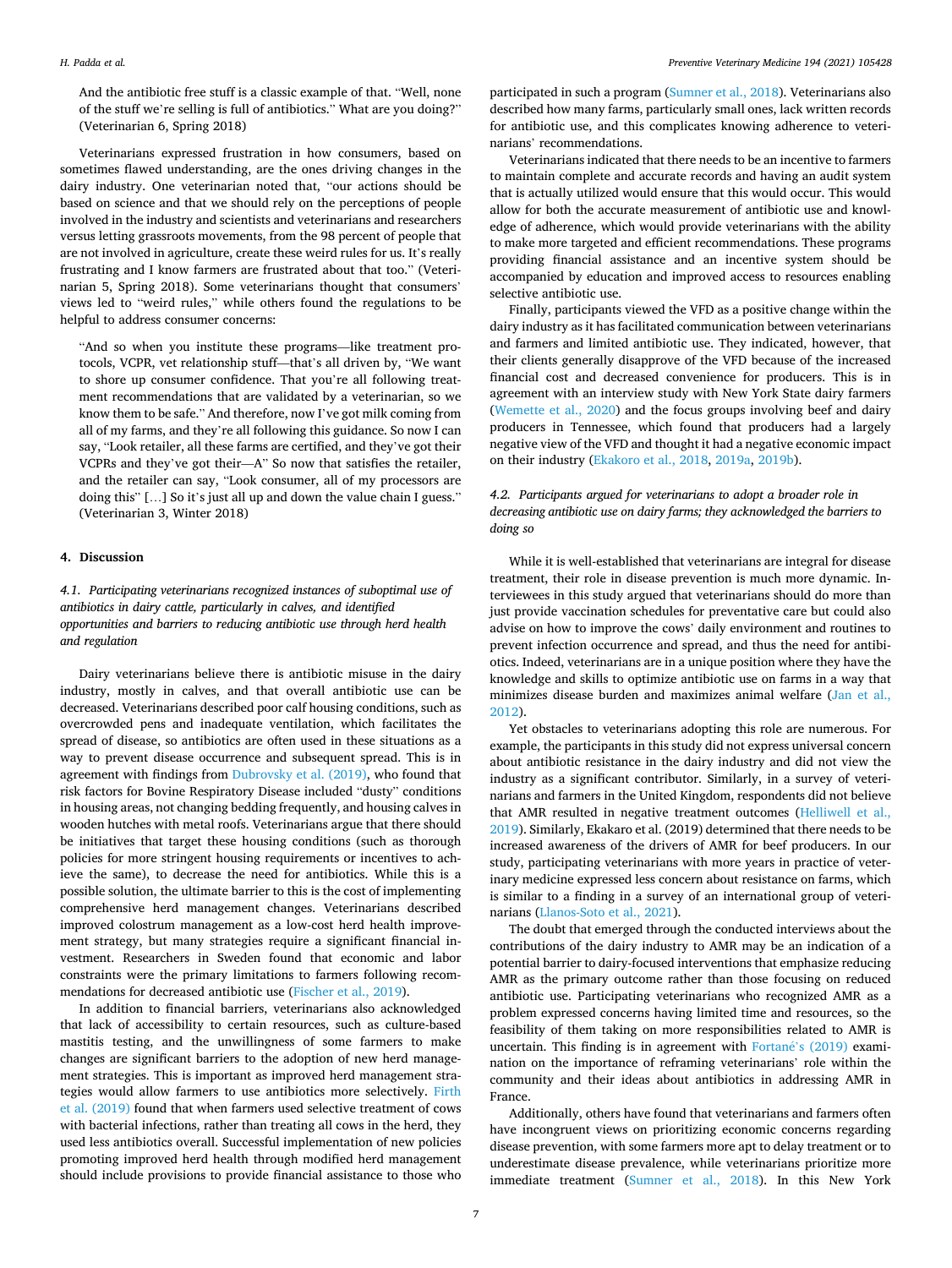And the antibiotic free stuff is a classic example of that. "Well, none of the stuff we're selling is full of antibiotics." What are you doing?" (Veterinarian 6, Spring 2018)

Veterinarians expressed frustration in how consumers, based on sometimes flawed understanding, are the ones driving changes in the dairy industry. One veterinarian noted that, "our actions should be based on science and that we should rely on the perceptions of people involved in the industry and scientists and veterinarians and researchers versus letting grassroots movements, from the 98 percent of people that are not involved in agriculture, create these weird rules for us. It's really frustrating and I know farmers are frustrated about that too." (Veterinarian 5, Spring 2018). Some veterinarians thought that consumers' views led to "weird rules," while others found the regulations to be helpful to address consumer concerns:

> "And so when you institute these programs—like treatment protocols, VCPR, vet relationship stuff—that's all driven by, "We want to shore up consumer confidence. That you're all following treatment recommendations that are validated by a veterinarian, so we know them to be safe." And therefore, now I've got milk coming from all of my farms, and they're all following this guidance. So now I can say, "Look retailer, all these farms are certified, and they've got their VCPRs and they've got their—A" So now that satisfies the retailer, and the retailer can say, "Look consumer, all of my processors are doing this" […] So it's just all up and down the value chain I guess." (Veterinarian 3, Winter 2018)

## 4. Discussion

### *4.1. Participating veterinarians recognized instances of suboptimal use of antibiotics in dairy cattle, particularly in calves, and identified opportunities and barriers to reducing antibiotic use through herd health and regulation*

Dairy veterinarians believe there is antibiotic misuse in the dairy industry, mostly in calves, and that overall antibiotic use can be decreased. Veterinarians described poor calf housing conditions, such as overcrowded pens and inadequate ventilation, which facilitates the spread of disease, so antibiotics are often used in these situations as a way to prevent disease occurrence and subsequent spread. This is in agreement with findings from Dubrovsky et al. (2019), who found that risk factors for Bovine Respiratory Disease included "dusty" conditions in housing areas, not changing bedding frequently, and housing calves in wooden hutches with metal roofs. Veterinarians argue that there should be initiatives that target these housing conditions (such as thorough policies for more stringent housing requirements or incentives to achieve the same), to decrease the need for antibiotics. While this is a possible solution, the ultimate barrier to this is the cost of implementing comprehensive herd management changes. Veterinarians described improved colostrum management as a low-cost herd health improvement strategy, but many strategies require a significant financial investment. Researchers in Sweden found that economic and labor constraints were the primary limitations to farmers following recommendations for decreased antibiotic use (Fischer et al., 2019).

In addition to financial barriers, veterinarians also acknowledged that lack of accessibility to certain resources, such as culture-based mastitis testing, and the unwillingness of some farmers to make changes are significant barriers to the adoption of new herd management strategies. This is important as improved herd management strategies would allow farmers to use antibiotics more selectively. Firth et al. (2019) found that when farmers used selective treatment of cows with bacterial infections, rather than treating all cows in the herd, they used less antibiotics overall. Successful implementation of new policies promoting improved herd health through modified herd management should include provisions to provide financial assistance to those who participated in such a program (Sumner et al., 2018). Veterinarians also described how many farms, particularly small ones, lack written records for antibiotic use, and this complicates knowing adherence to veterinarians' recommendations.

Veterinarians indicated that there needs to be an incentive to farmers to maintain complete and accurate records and having an audit system that is actually utilized would ensure that this would occur. This would allow for both the accurate measurement of antibiotic use and knowledge of adherence, which would provide veterinarians with the ability to make more targeted and efficient recommendations. These programs providing financial assistance and an incentive system should be accompanied by education and improved access to resources enabling selective antibiotic use.

Finally, participants viewed the VFD as a positive change within the dairy industry as it has facilitated communication between veterinarians and farmers and limited antibiotic use. They indicated, however, that their clients generally disapprove of the VFD because of the increased financial cost and decreased convenience for producers. This is in agreement with an interview study with New York State dairy farmers (Wemette et al., 2020) and the focus groups involving beef and dairy producers in Tennessee, which found that producers had a largely negative view of the VFD and thought it had a negative economic impact on their industry (Ekakoro et al., 2018, 2019a, 2019b).

### *4.2. Participants argued for veterinarians to adopt a broader role in decreasing antibiotic use on dairy farms; they acknowledged the barriers to doing so*

While it is well-established that veterinarians are integral for disease treatment, their role in disease prevention is much more dynamic. Interviewees in this study argued that veterinarians should do more than just provide vaccination schedules for preventative care but could also advise on how to improve the cows' daily environment and routines to prevent infection occurrence and spread, and thus the need for antibiotics. Indeed, veterinarians are in a unique position where they have the knowledge and skills to optimize antibiotic use on farms in a way that minimizes disease burden and maximizes animal welfare (Jan et al., 2012).

Yet obstacles to veterinarians adopting this role are numerous. For example, the participants in this study did not express universal concern about antibiotic resistance in the dairy industry and did not view the industry as a significant contributor. Similarly, in a survey of veterinarians and farmers in the United Kingdom, respondents did not believe that AMR resulted in negative treatment outcomes (Helliwell et al., 2019). Similarly, Ekakaro et al. (2019) determined that there needs to be increased awareness of the drivers of AMR for beef producers. In our study, participating veterinarians with more years in practice of veterinary medicine expressed less concern about resistance on farms, which is similar to a finding in a survey of an international group of veterinarians (Llanos-Soto et al., 2021).

The doubt that emerged through the conducted interviews about the contributions of the dairy industry to AMR may be an indication of a potential barrier to dairy-focused interventions that emphasize reducing AMR as the primary outcome rather than those focusing on reduced antibiotic use. Participating veterinarians who recognized AMR as a problem expressed concerns having limited time and resources, so the feasibility of them taking on more responsibilities related to AMR is uncertain. This finding is in agreement with Fortané's (2019) examination on the importance of reframing veterinarians' role within the community and their ideas about antibiotics in addressing AMR in France.

Additionally, others have found that veterinarians and farmers often have incongruent views on prioritizing economic concerns regarding disease prevention, with some farmers more apt to delay treatment or to underestimate disease prevalence, while veterinarians prioritize more immediate treatment (Sumner et al., 2018). In this New York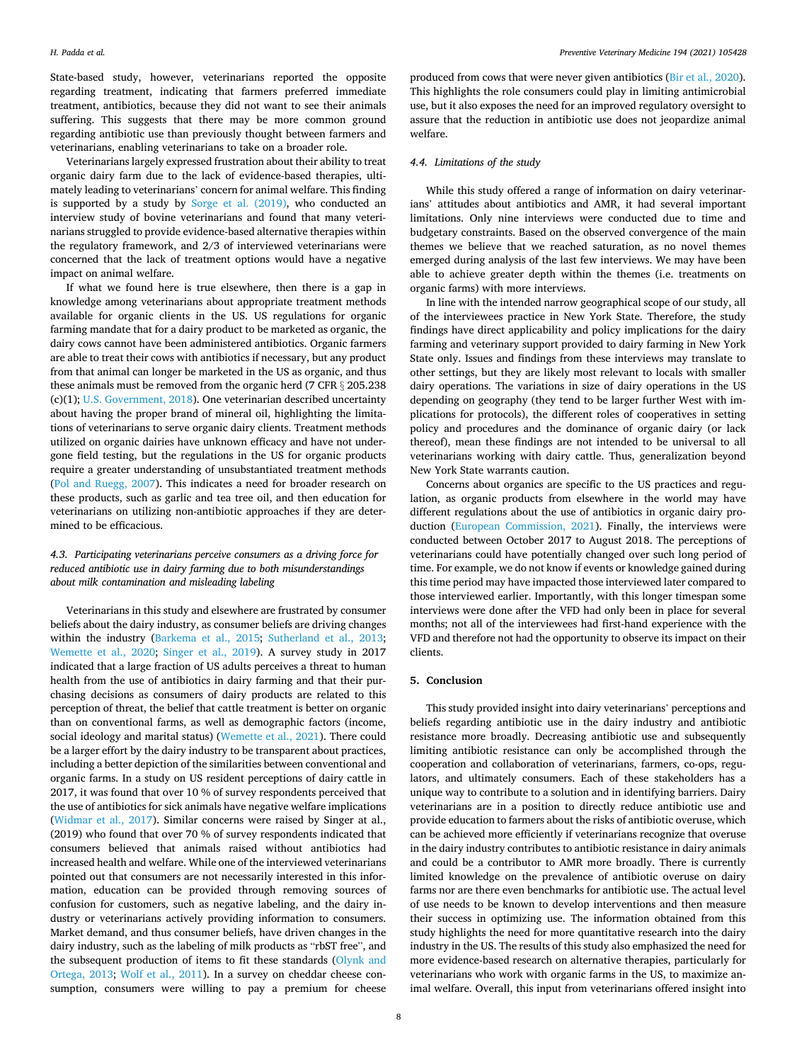State-based study, however, veterinarians reported the opposite regarding treatment, indicating that farmers preferred immediate treatment, antibiotics, because they did not want to see their animals suffering. This suggests that there may be more common ground regarding antibiotic use than previously thought between farmers and veterinarians, enabling veterinarians to take on a broader role.

Veterinarians largely expressed frustration about their ability to treat organic dairy farm due to the lack of evidence-based therapies, ultimately leading to veterinarians' concern for animal welfare. This finding is supported by a study by Sorge et al. (2019), who conducted an interview study of bovine veterinarians and found that many veterinarians struggled to provide evidence-based alternative therapies within the regulatory framework, and 2/3 of interviewed veterinarians were concerned that the lack of treatment options would have a negative impact on animal welfare.

If what we found here is true elsewhere, then there is a gap in knowledge among veterinarians about appropriate treatment methods available for organic clients in the US. US regulations for organic farming mandate that for a dairy product to be marketed as organic, the dairy cows cannot have been administered antibiotics. Organic farmers are able to treat their cows with antibiotics if necessary, but any product from that animal can longer be marketed in the US as organic, and thus these animals must be removed from the organic herd (7 CFR § 205.238 (c)(1); U.S. Government, 2018). One veterinarian described uncertainty about having the proper brand of mineral oil, highlighting the limitations of veterinarians to serve organic dairy clients. Treatment methods utilized on organic dairies have unknown efficacy and have not undergone field testing, but the regulations in the US for organic products require a greater understanding of unsubstantiated treatment methods (Pol and Ruegg, 2007). This indicates a need for broader research on these products, such as garlic and tea tree oil, and then education for veterinarians on utilizing non-antibiotic approaches if they are determined to be efficacious.

### *4.3. Participating veterinarians perceive consumers as a driving force for reduced antibiotic use in dairy farming due to both misunderstandings about milk contamination and misleading labeling*

Veterinarians in this study and elsewhere are frustrated by consumer beliefs about the dairy industry, as consumer beliefs are driving changes within the industry (Barkema et al., 2015; Sutherland et al., 2013; Wemette et al., 2020; Singer et al., 2019). A survey study in 2017 indicated that a large fraction of US adults perceives a threat to human health from the use of antibiotics in dairy farming and that their purchasing decisions as consumers of dairy products are related to this perception of threat, the belief that cattle treatment is better on organic than on conventional farms, as well as demographic factors (income, social ideology and marital status) (Wemette et al., 2021). There could be a larger effort by the dairy industry to be transparent about practices, including a better depiction of the similarities between conventional and organic farms. In a study on US resident perceptions of dairy cattle in 2017, it was found that over 10 % of survey respondents perceived that the use of antibiotics for sick animals have negative welfare implications (Widmar et al., 2017). Similar concerns were raised by Singer at al., (2019) who found that over 70 % of survey respondents indicated that consumers believed that animals raised without antibiotics had increased health and welfare. While one of the interviewed veterinarians pointed out that consumers are not necessarily interested in this information, education can be provided through removing sources of confusion for customers, such as negative labeling, and the dairy industry or veterinarians actively providing information to consumers. Market demand, and thus consumer beliefs, have driven changes in the dairy industry, such as the labeling of milk products as "rbST free", and the subsequent production of items to fit these standards (Olynk and Ortega, 2013; Wolf et al., 2011). In a survey on cheddar cheese consumption, consumers were willing to pay a premium for cheese produced from cows that were never given antibiotics (Bir et al., 2020). This highlights the role consumers could play in limiting antimicrobial use, but it also exposes the need for an improved regulatory oversight to assure that the reduction in antibiotic use does not jeopardize animal welfare.

### *4.4. Limitations of the study*

While this study offered a range of information on dairy veterinarians' attitudes about antibiotics and AMR, it had several important limitations. Only nine interviews were conducted due to time and budgetary constraints. Based on the observed convergence of the main themes we believe that we reached saturation, as no novel themes emerged during analysis of the last few interviews. We may have been able to achieve greater depth within the themes (i.e. treatments on organic farms) with more interviews.

In line with the intended narrow geographical scope of our study, all of the interviewees practice in New York State. Therefore, the study findings have direct applicability and policy implications for the dairy farming and veterinary support provided to dairy farming in New York State only. Issues and findings from these interviews may translate to other settings, but they are likely most relevant to locals with smaller dairy operations. The variations in size of dairy operations in the US depending on geography (they tend to be larger further West with implications for protocols), the different roles of cooperatives in setting policy and procedures and the dominance of organic dairy (or lack thereof), mean these findings are not intended to be universal to all veterinarians working with dairy cattle. Thus, generalization beyond New York State warrants caution.

Concerns about organics are specific to the US practices and regulation, as organic products from elsewhere in the world may have different regulations about the use of antibiotics in organic dairy production (European Commission, 2021). Finally, the interviews were conducted between October 2017 to August 2018. The perceptions of veterinarians could have potentially changed over such long period of time. For example, we do not know if events or knowledge gained during this time period may have impacted those interviewed later compared to those interviewed earlier. Importantly, with this longer timespan some interviews were done after the VFD had only been in place for several months; not all of the interviewees had first-hand experience with the VFD and therefore not had the opportunity to observe its impact on their clients.

## 5. Conclusion

This study provided insight into dairy veterinarians' perceptions and beliefs regarding antibiotic use in the dairy industry and antibiotic resistance more broadly. Decreasing antibiotic use and subsequently limiting antibiotic resistance can only be accomplished through the cooperation and collaboration of veterinarians, farmers, co-ops, regulators, and ultimately consumers. Each of these stakeholders has a unique way to contribute to a solution and in identifying barriers. Dairy veterinarians are in a position to directly reduce antibiotic use and provide education to farmers about the risks of antibiotic overuse, which can be achieved more efficiently if veterinarians recognize that overuse in the dairy industry contributes to antibiotic resistance in dairy animals and could be a contributor to AMR more broadly. There is currently limited knowledge on the prevalence of antibiotic overuse on dairy farms nor are there even benchmarks for antibiotic use. The actual level of use needs to be known to develop interventions and then measure their success in optimizing use. The information obtained from this study highlights the need for more quantitative research into the dairy industry in the US. The results of this study also emphasized the need for more evidence-based research on alternative therapies, particularly for veterinarians who work with organic farms in the US, to maximize animal welfare. Overall, this input from veterinarians offered insight into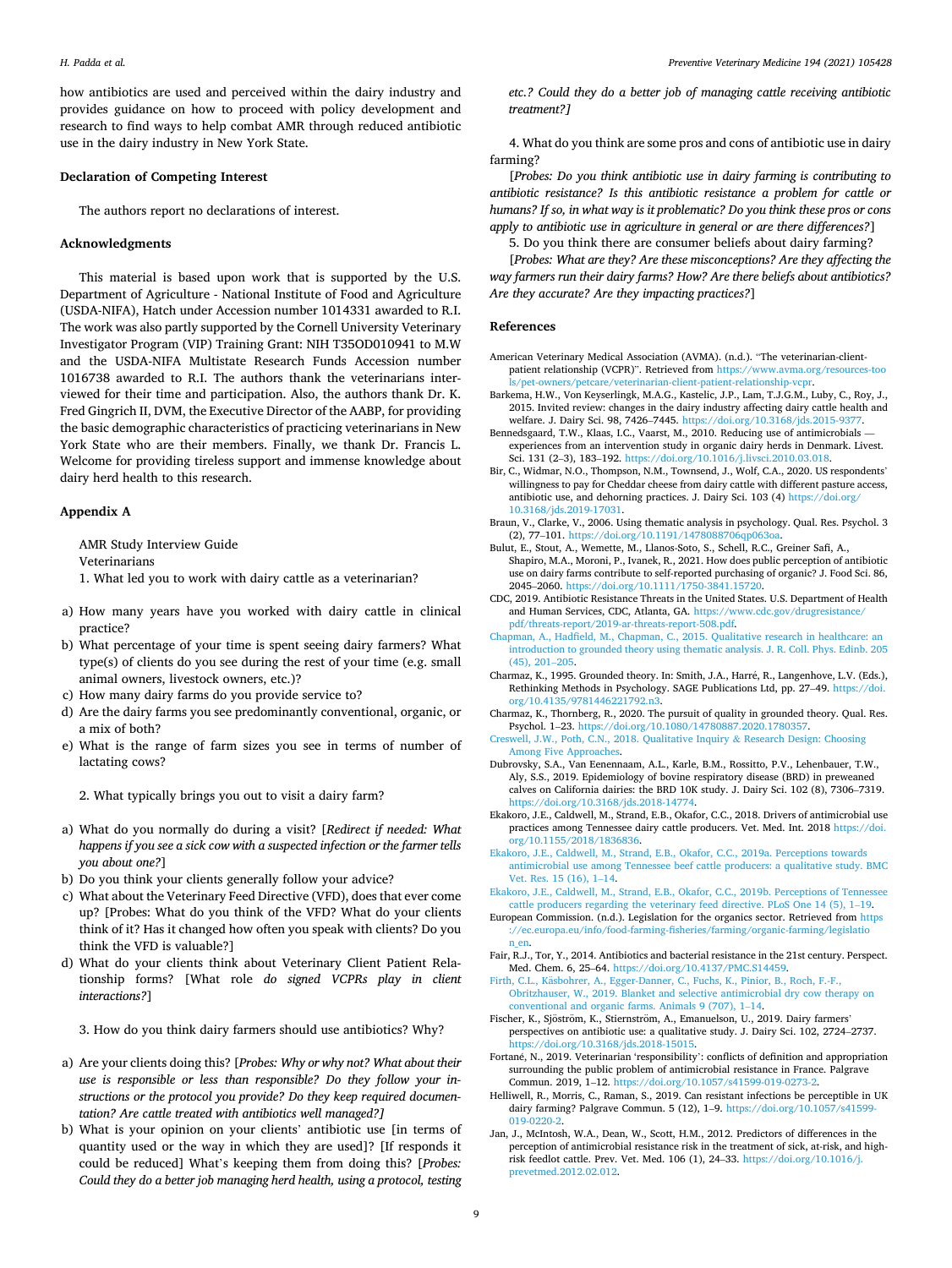how antibiotics are used and perceived within the dairy industry and provides guidance on how to proceed with policy development and research to help combat AMR through reduced antibiotic use in the dairy industry in New York State.

## Declaration of Competing Interest

The authors report no declarations of interest.

## Acknowledgments

This material is based upon work that is supported by the U.S. Department of Agriculture - National Institute of Food and Agriculture (USDA-NIFA), Hatch under Accession number 1014331 awarded to R.I. The work was also partly supported by the Cornell University Veterinary Investigator Program (VIP) Training Grant: NIH T35OD010941 to M.W and the USDA-NIFA Multistate Research Funds Accession number 1016738 awarded to R.I. The authors thank the veterinarians interviewed for their time and participation. Also, the authors thank Dr. K. Fred Gingrich II, DVM, the Executive Director of the AABP, for providing the basic demographic characteristics of practicing veterinarians in New York State who are their members. Finally, we thank Dr. Francis L. Welcome for providing tireless support and immense knowledge about dairy herd health to this research.

## Appendix A

AMR Study Interview Guide

Veterinarians

1. What led you to work with dairy cattle as a veterinarian?

a) How many years have you worked with dairy cattle in clinical practice?
b) What percentage of your time is spent seeing dairy farmers? What type(s) of clients do you see during the rest of your time (e.g. small animal owners, livestock owners, etc.)?
c) How many dairy farms do you provide service to?
d) Are the dairy farms you see predominantly conventional, organic, or a mix of both?
e) What is the range of farm sizes you see in terms of number of lactating cows?

2. What typically brings you out to visit a dairy farm?

a) What do you normally do during a visit? [*Redirect if needed: What happens if you see a sick cow with a suspected infection or the farmer tells you about one?*]
b) Do you think your clients generally follow your advice?
c) What about the Veterinary Feed Directive (VFD), does that ever come up? [Probes: What do you think of the VFD? What do your clients think of it? Has it changed how often you speak with clients? Do you think the VFD is valuable?]
d) What do your clients think about Veterinary Client Patient Relationship forms? [What role *do signed VCPRs play in client interactions?*]

3. How do you think dairy farmers should use antibiotics? Why?

a) Are your clients doing this? [*Probes: Why or why not? What about their use is responsible or less than responsible? Do they follow your instructions or the protocol you provide? Do they keep required documentation? Are cattle treated with antibiotics well managed?]*
b) What is your opinion on your clients' antibiotic use [in terms of quantity used or the way in which they are used]? [If responds it could be reduced] What's keeping them from doing this? [*Probes: Could they do a better job managing herd health, using a protocol, testing etc.? Could they do a better job of managing cattle receiving antibiotic treatment?]*

4. What do you think are some pros and cons of antibiotic use in dairy farming?

[*Probes: Do you think antibiotic use in dairy farming is contributing to antibiotic resistance? Is this antibiotic resistance a problem for cattle or humans? If so, in what way is it problematic? Do you think these pros or cons apply to antibiotic use in agriculture in general or are there differences?*]

5. Do you think there are consumer beliefs about dairy farming?

[*Probes: What are they? Are these misconceptions? Are they affecting the way farmers run their dairy farms? How? Are there beliefs about antibiotics? Are they accurate? Are they impacting practices?*]

## References

American Veterinary Medical Association (AVMA). (n.d.). "The veterinarian-client-patient relationship (VCPR)". Retrieved from https://www.avma.org/resources-tools/pet-owners/petcare/veterinarian-client-patient-relationship-vcpr.

Barkema, H.W., Von Keyserlingk, M.A.G., Kastelic, J.P., Lam, T.J.G.M., Luby, C., Roy, J., 2015. Invited review: changes in the dairy industry affecting dairy cattle health and welfare. J. Dairy Sci. 98, 7426–7445. https://doi.org/10.3168/jds.2015-9377.

Bennedsgaard, T.W., Klaas, I.C., Vaarst, M., 2010. Reducing use of antimicrobials — experiences from an intervention study in organic dairy herds in Denmark. Livest. Sci. 131 (2–3), 183–192. https://doi.org/10.1016/j.livsci.2010.03.018.

Bir, C., Widmar, N.O., Thompson, N.M., Townsend, J., Wolf, C.A., 2020. US respondents' willingness to pay for Cheddar cheese from dairy cattle with different pasture access, antibiotic use, and dehorning practices. J. Dairy Sci. 103 (4) https://doi.org/10.3168/jds.2019-17031.

Braun, V., Clarke, V., 2006. Using thematic analysis in psychology. Qual. Res. Psychol. 3 (2), 77–101. https://doi.org/10.1191/1478088706qp063oa.

Bulut, E., Stout, A., Wemette, M., Llanos-Soto, S., Schell, R.C., Greiner Safi, A., Shapiro, M.A., Moroni, P., Ivanek, R., 2021. How does public perception of antibiotic use on dairy farms contribute to self-reported purchasing of organic? J. Food Sci. 86, 2045–2060. https://doi.org/10.1111/1750-3841.15720.

CDC, 2019. Antibiotic Resistance Threats in the United States. U.S. Department of Health and Human Services, CDC, Atlanta, GA. https://www.cdc.gov/drugresistance/pdf/threats-report/2019-ar-threats-report-508.pdf.

Chapman, A., Hadfield, M., Chapman, C., 2015. Qualitative research in healthcare: an introduction to grounded theory using thematic analysis. J. R. Coll. Phys. Edinb. 205 (45), 201–205.

Charmaz, K., 1995. Grounded theory. In: Smith, J.A., Harré, R., Langenhove, L.V. (Eds.), Rethinking Methods in Psychology. SAGE Publications Ltd, pp. 27–49. https://doi.org/10.4135/9781446221792.n3.

Charmaz, K., Thornberg, R., 2020. The pursuit of quality in grounded theory. Qual. Res. Psychol. 1–23. https://doi.org/10.1080/14780887.2020.1780357.

Creswell, J.W., Poth, C.N., 2018. Qualitative Inquiry & Research Design: Choosing Among Five Approaches.

Dubrovsky, S.A., Van Eenennaam, A.L., Karle, B.M., Rossitto, P.V., Lehenbauer, T.W., Aly, S.S., 2019. Epidemiology of bovine respiratory disease (BRD) in preweaned calves on California dairies: the BRD 10K study. J. Dairy Sci. 102 (8), 7306–7319. https://doi.org/10.3168/jds.2018-14774.

Ekakoro, J.E., Caldwell, M., Strand, E.B., Okafor, C.C., 2018. Drivers of antimicrobial use practices among Tennessee dairy cattle producers. Vet. Med. Int. 2018 https://doi.org/10.1155/2018/1836836.

Ekakoro, J.E., Caldwell, M., Strand, E.B., Okafor, C.C., 2019a. Perceptions towards antimicrobial use among Tennessee beef cattle producers: a qualitative study. BMC Vet. Res. 15 (16), 1–14.

Ekakoro, J.E., Caldwell, M., Strand, E.B., Okafor, C.C., 2019b. Perceptions of Tennessee cattle producers regarding the veterinary feed directive. PLoS One 14 (5), 1–19.

European Commission. (n.d.). Legislation for the organics sector. Retrieved from https://ec.europa.eu/info/food-farming-fisheries/farming/organic-farming/legislation_en.

Fair, R.J., Tor, Y., 2014. Antibiotics and bacterial resistance in the 21st century. Perspect. Med. Chem. 6, 25–64. https://doi.org/10.4137/PMC.S14459.

Firth, C.L., Käsbohrer, A., Egger-Danner, C., Fuchs, K., Pinior, B., Roch, F.-F., Obritzhauser, W., 2019. Blanket and selective antimicrobial dry cow therapy on conventional and organic farms. Animals 9 (707), 1–14.

Fischer, K., Sjöström, K., Stiernström, A., Emanuelson, U., 2019. Dairy farmers' perspectives on antibiotic use: a qualitative study. J. Dairy Sci. 102, 2724–2737. https://doi.org/10.3168/jds.2018-15015.

Fortané, N., 2019. Veterinarian 'responsibility': conflicts of definition and appropriation surrounding the public problem of antimicrobial resistance in France. Palgrave Commun. 2019, 1–12. https://doi.org/10.1057/s41599-019-0273-2.

Helliwell, R., Morris, C., Raman, S., 2019. Can resistant infections be perceptible in UK dairy farming? Palgrave Commun. 5 (12), 1–9. https://doi.org/10.1057/s41599-019-0220-2.

Jan, J., McIntosh, W.A., Dean, W., Scott, H.M., 2012. Predictors of differences in the perception of antimicrobial resistance risk in the treatment of sick, at-risk, and high-risk feedlot cattle. Prev. Vet. Med. 106 (1), 24–33. https://doi.org/10.1016/j.prevetmed.2012.02.012.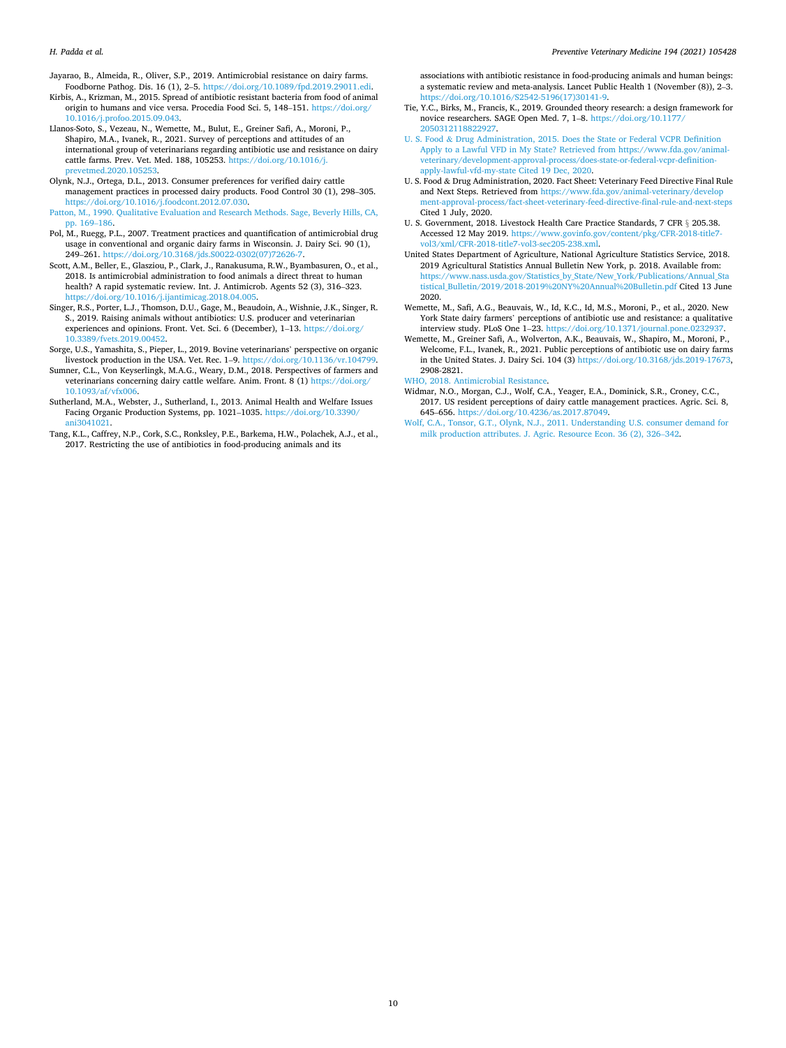Jayarao, B., Almeida, R., Oliver, S.P., 2019. Antimicrobial resistance on dairy farms. Foodborne Pathog. Dis. 16 (1), 2–5. https://doi.org/10.1089/fpd.2019.29011.edi.

Kirbis, A., Krizman, M., 2015. Spread of antibiotic resistant bacteria from food of animal origin to humans and vice versa. Procedia Food Sci. 5, 148–151. https://doi.org/10.1016/j.profoo.2015.09.043.

Llanos-Soto, S., Vezeau, N., Wemette, M., Bulut, E., Greiner Safi, A., Moroni, P., Shapiro, M.A., Ivanek, R., 2021. Survey of perceptions and attitudes of an international group of veterinarians regarding antibiotic use and resistance on dairy cattle farms. Prev. Vet. Med. 188, 105253. https://doi.org/10.1016/j.prevetmed.2020.105253.

Olynk, N.J., Ortega, D.L., 2013. Consumer preferences for verified dairy cattle management practices in processed dairy products. Food Control 30 (1), 298–305. https://doi.org/10.1016/j.foodcont.2012.07.030.

Patton, M., 1990. Qualitative Evaluation and Research Methods. Sage, Beverly Hills, CA, pp. 169–186.

Pol, M., Ruegg, P.L., 2007. Treatment practices and quantification of antimicrobial drug usage in conventional and organic dairy farms in Wisconsin. J. Dairy Sci. 90 (1), 249–261. https://doi.org/10.3168/jds.S0022-0302(07)72626-7.

Scott, A.M., Beller, E., Glasziou, P., Clark, J., Ranakusuma, R.W., Byambasuren, O., et al., 2018. Is antimicrobial administration to food animals a direct threat to human health? A rapid systematic review. Int. J. Antimicrob. Agents 52 (3), 316–323. https://doi.org/10.1016/j.ijantimicag.2018.04.005.

Singer, R.S., Porter, L.J., Thomson, D.U., Gage, M., Beaudoin, A., Wishnie, J.K., Singer, R. S., 2019. Raising animals without antibiotics: U.S. producer and veterinarian experiences and opinions. Front. Vet. Sci. 6 (December), 1–13. https://doi.org/10.3389/fvets.2019.00452.

Sorge, U.S., Yamashita, S., Pieper, L., 2019. Bovine veterinarians' perspective on organic livestock production in the USA. Vet. Rec. 1–9. https://doi.org/10.1136/vr.104799.

Sumner, C.L., Von Keyserlingk, M.A.G., Weary, D.M., 2018. Perspectives of farmers and veterinarians concerning dairy cattle welfare. Anim. Front. 8 (1) https://doi.org/10.1093/af/vfx006.

Sutherland, M.A., Webster, J., Sutherland, I., 2013. Animal Health and Welfare Issues Facing Organic Production Systems, pp. 1021–1035. https://doi.org/10.3390/ani3041021.

Tang, K.L., Caffrey, N.P., Cork, S.C., Ronksley, P.E., Barkema, H.W., Polachek, A.J., et al., 2017. Restricting the use of antibiotics in food-producing animals and its associations with antibiotic resistance in food-producing animals and human beings: a systematic review and meta-analysis. Lancet Public Health 1 (November (8)), 2–3. https://doi.org/10.1016/S2542-5196(17)30141-9.

Tie, Y.C., Birks, M., Francis, K., 2019. Grounded theory research: a design framework for novice researchers. SAGE Open Med. 7, 1–8. https://doi.org/10.1177/2050312118822927.

U. S. Food & Drug Administration, 2015. Does the State or Federal VCPR Definition Apply to a Lawful VFD in My State? Retrieved from https://www.fda.gov/animal-veterinary/development-approval-process/does-state-or-federal-vcpr-definition-apply-lawful-vfd-my-state Cited 19 Dec, 2020.

U. S. Food & Drug Administration, 2020. Fact Sheet: Veterinary Feed Directive Final Rule and Next Steps. Retrieved from https://www.fda.gov/animal-veterinary/development-approval-process/fact-sheet-veterinary-feed-directive-final-rule-and-next-steps Cited 1 July, 2020.

U. S. Government, 2018. Livestock Health Care Practice Standards, 7 CFR § 205.38. Accessed 12 May 2019. https://www.govinfo.gov/content/pkg/CFR-2018-title7-vol3/xml/CFR-2018-title7-vol3-sec205-238.xml.

United States Department of Agriculture, National Agriculture Statistics Service, 2018. 2019 Agricultural Statistics Annual Bulletin New York, p. 2018. Available from: https://www.nass.usda.gov/Statistics_by_State/New_York/Publications/Annual_Statistical_Bulletin/2019/2018-2019%20NY%20Annual%20Bulletin.pdf Cited 13 June 2020.

Wemette, M., Safi, A.G., Beauvais, W., Id, K.C., Id, M.S., Moroni, P., et al., 2020. New York State dairy farmers' perceptions of antibiotic use and resistance: a qualitative interview study. PLoS One 1–23. https://doi.org/10.1371/journal.pone.0232937.

Wemette, M., Greiner Safi, A., Wolverton, A.K., Beauvais, W., Shapiro, M., Moroni, P., Welcome, F.L., Ivanek, R., 2021. Public perceptions of antibiotic use on dairy farms in the United States. J. Dairy Sci. 104 (3) https://doi.org/10.3168/jds.2019-17673, 2908-2821.

WHO, 2018. Antimicrobial Resistance.

Widmar, N.O., Morgan, C.J., Wolf, C.A., Yeager, E.A., Dominick, S.R., Croney, C.C., 2017. US resident perceptions of dairy cattle management practices. Agric. Sci. 8, 645–656. https://doi.org/10.4236/as.2017.87049.

Wolf, C.A., Tonsor, G.T., Olynk, N.J., 2011. Understanding U.S. consumer demand for milk production attributes. J. Agric. Resource Econ. 36 (2), 326–342.